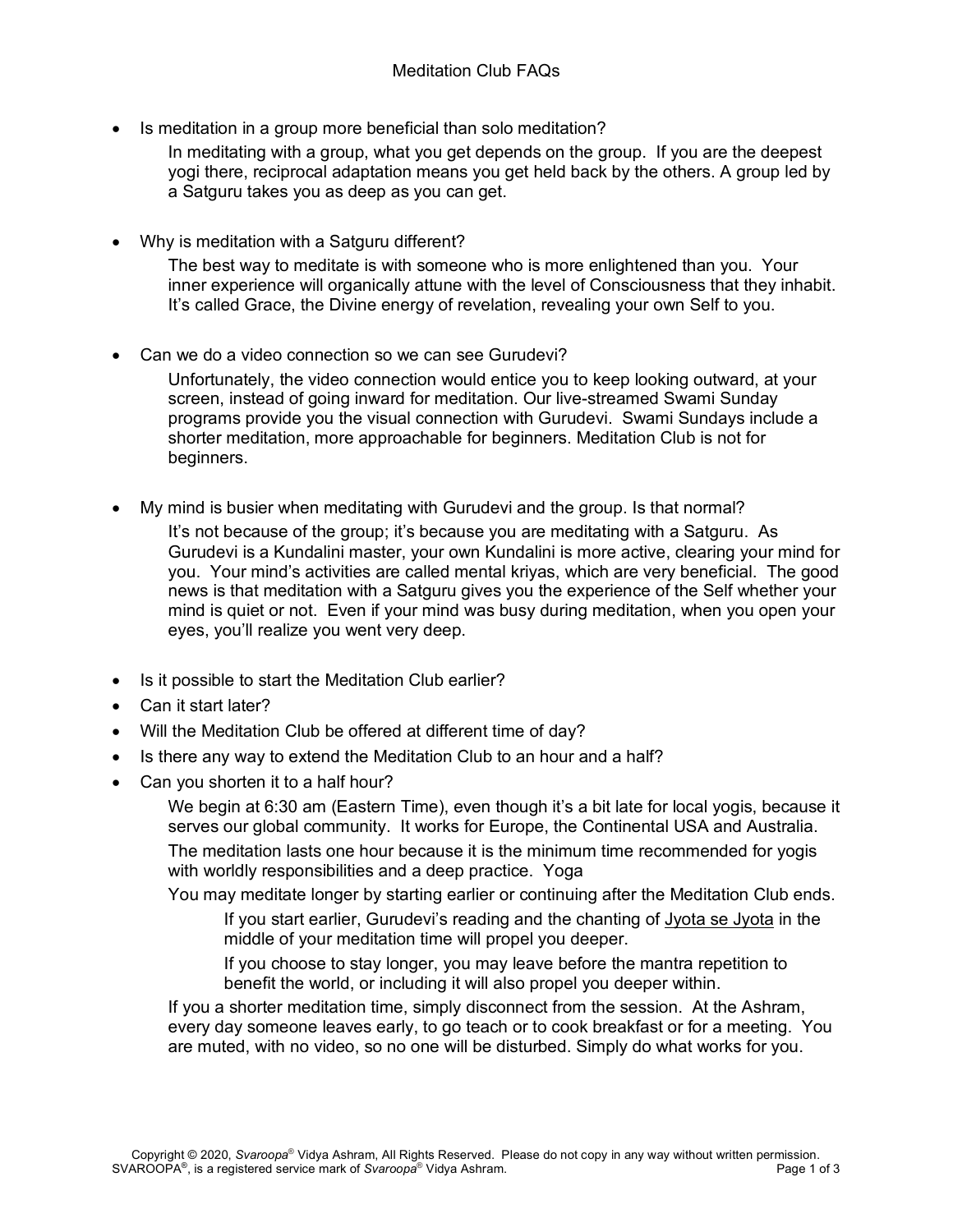# Meditation Club FAQs

- Is meditation in a group more beneficial than solo meditation?

  In meditating with a group, what you get depends on the group. If you are the deepest yogi there, reciprocal adaptation means you get held back by the others. A group led by a Satguru takes you as deep as you can get.

- Why is meditation with a Satguru different?

  The best way to meditate is with someone who is more enlightened than you. Your inner experience will organically attune with the level of Consciousness that they inhabit. It's called Grace, the Divine energy of revelation, revealing your own Self to you.

- Can we do a video connection so we can see Gurudevi?

  Unfortunately, the video connection would entice you to keep looking outward, at your screen, instead of going inward for meditation. Our live-streamed Swami Sunday programs provide you the visual connection with Gurudevi. Swami Sundays include a shorter meditation, more approachable for beginners. Meditation Club is not for beginners.

- My mind is busier when meditating with Gurudevi and the group. Is that normal?

  It's not because of the group; it's because you are meditating with a Satguru. As Gurudevi is a Kundalini master, your own Kundalini is more active, clearing your mind for you. Your mind's activities are called mental kriyas, which are very beneficial. The good news is that meditation with a Satguru gives you the experience of the Self whether your mind is quiet or not. Even if your mind was busy during meditation, when you open your eyes, you'll realize you went very deep.

- Is it possible to start the Meditation Club earlier?
- Can it start later?
- Will the Meditation Club be offered at different time of day?
- Is there any way to extend the Meditation Club to an hour and a half?
- Can you shorten it to a half hour?

  We begin at 6:30 am (Eastern Time), even though it's a bit late for local yogis, because it serves our global community. It works for Europe, the Continental USA and Australia.

  The meditation lasts one hour because it is the minimum time recommended for yogis with worldly responsibilities and a deep practice. Yoga

  You may meditate longer by starting earlier or continuing after the Meditation Club ends.

  > If you start earlier, Gurudevi's reading and the chanting of Jyota se Jyota in the middle of your meditation time will propel you deeper.
  >
  > If you choose to stay longer, you may leave before the mantra repetition to benefit the world, or including it will also propel you deeper within.

  If you a shorter meditation time, simply disconnect from the session. At the Ashram, every day someone leaves early, to go teach or to cook breakfast or for a meeting. You are muted, with no video, so no one will be disturbed. Simply do what works for you.

Copyright © 2020, *Svaroopa*® Vidya Ashram, All Rights Reserved. Please do not copy in any way without written permission. SVAROOPA®, is a registered service mark of *Svaroopa*® Vidya Ashram.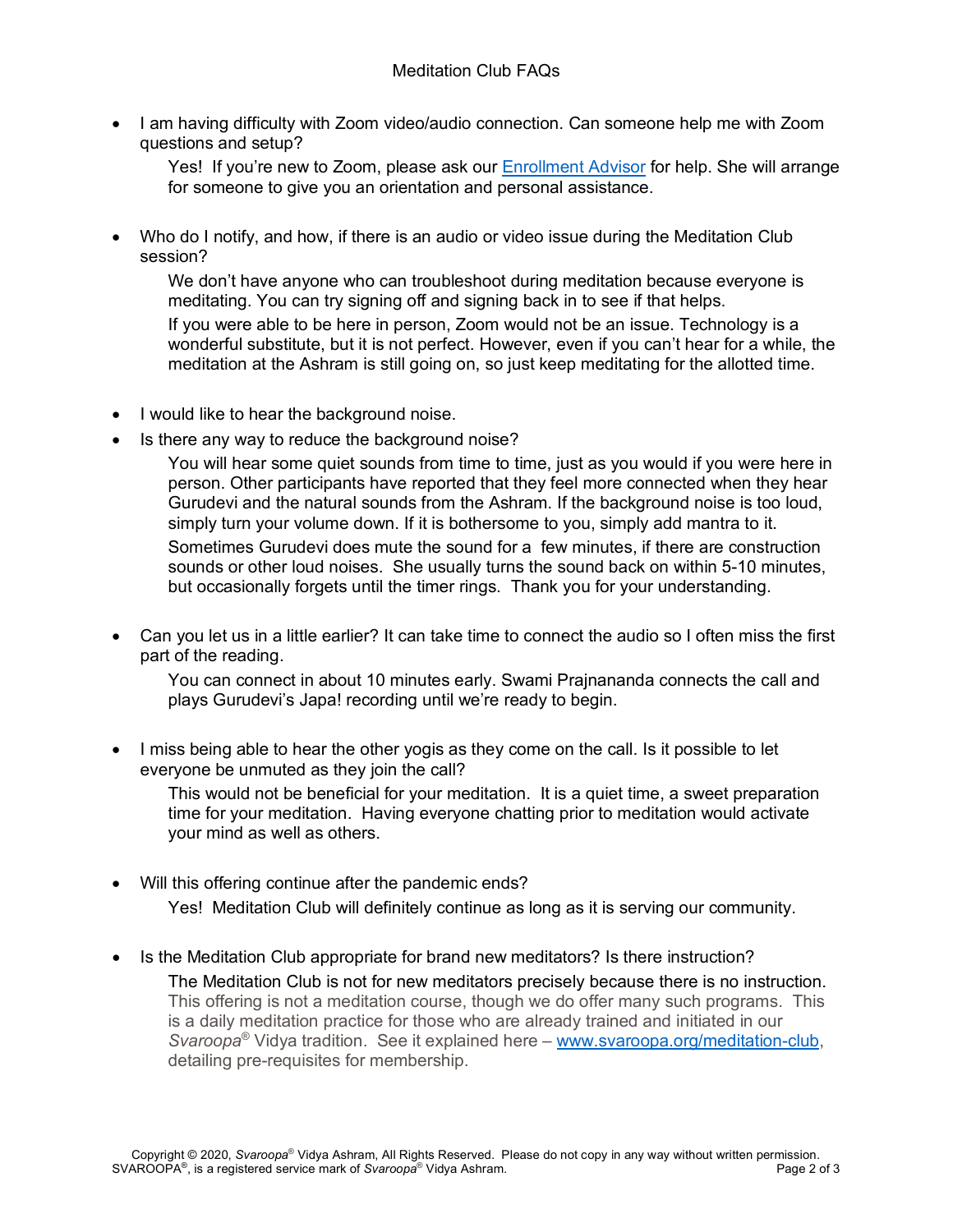- I am having difficulty with Zoom video/audio connection. Can someone help me with Zoom questions and setup?

  Yes! If you're new to Zoom, please ask our [Enrollment Advisor]() for help. She will arrange for someone to give you an orientation and personal assistance.

- Who do I notify, and how, if there is an audio or video issue during the Meditation Club session?

  We don't have anyone who can troubleshoot during meditation because everyone is meditating. You can try signing off and signing back in to see if that helps.

  If you were able to be here in person, Zoom would not be an issue. Technology is a wonderful substitute, but it is not perfect. However, even if you can't hear for a while, the meditation at the Ashram is still going on, so just keep meditating for the allotted time.

- I would like to hear the background noise.
- Is there any way to reduce the background noise?

  You will hear some quiet sounds from time to time, just as you would if you were here in person. Other participants have reported that they feel more connected when they hear Gurudevi and the natural sounds from the Ashram. If the background noise is too loud, simply turn your volume down. If it is bothersome to you, simply add mantra to it.

  Sometimes Gurudevi does mute the sound for a few minutes, if there are construction sounds or other loud noises. She usually turns the sound back on within 5-10 minutes, but occasionally forgets until the timer rings. Thank you for your understanding.

- Can you let us in a little earlier? It can take time to connect the audio so I often miss the first part of the reading.

  You can connect in about 10 minutes early. Swami Prajnananda connects the call and plays Gurudevi's Japa! recording until we're ready to begin.

- I miss being able to hear the other yogis as they come on the call. Is it possible to let everyone be unmuted as they join the call?

  This would not be beneficial for your meditation. It is a quiet time, a sweet preparation time for your meditation. Having everyone chatting prior to meditation would activate your mind as well as others.

- Will this offering continue after the pandemic ends?

  Yes! Meditation Club will definitely continue as long as it is serving our community.

- Is the Meditation Club appropriate for brand new meditators? Is there instruction?

  The Meditation Club is not for new meditators precisely because there is no instruction. This offering is not a meditation course, though we do offer many such programs. This is a daily meditation practice for those who are already trained and initiated in our *Svaroopa*® Vidya tradition. See it explained here – [www.svaroopa.org/meditation-club](www.svaroopa.org/meditation-club), detailing pre-requisites for membership.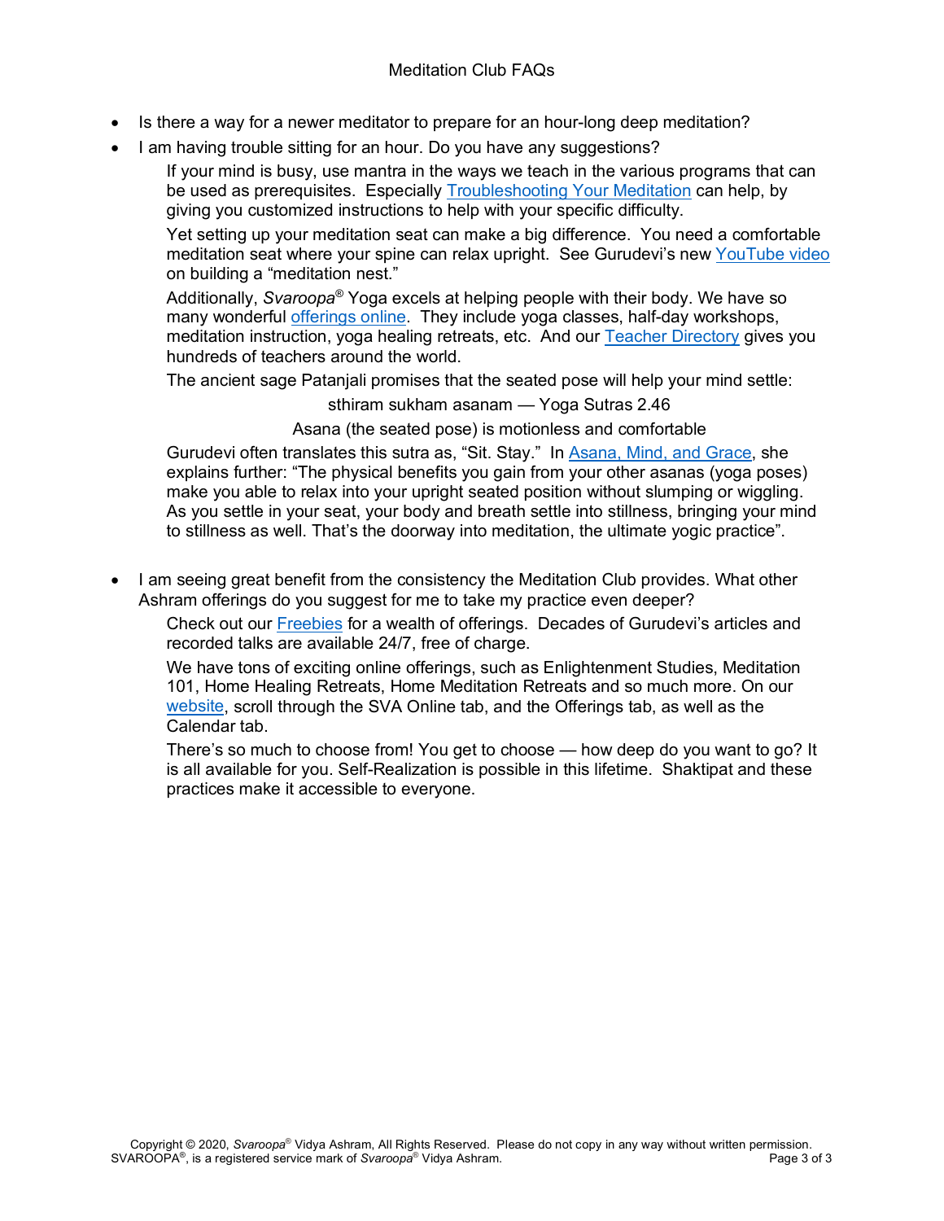Meditation Club FAQs

- Is there a way for a newer meditator to prepare for an hour-long deep meditation?
- I am having trouble sitting for an hour. Do you have any suggestions?

  If your mind is busy, use mantra in the ways we teach in the various programs that can be used as prerequisites. Especially Troubleshooting Your Meditation can help, by giving you customized instructions to help with your specific difficulty.

  Yet setting up your meditation seat can make a big difference. You need a comfortable meditation seat where your spine can relax upright. See Gurudevi's new YouTube video on building a "meditation nest."

  Additionally, *Svaroopa*® Yoga excels at helping people with their body. We have so many wonderful offerings online. They include yoga classes, half-day workshops, meditation instruction, yoga healing retreats, etc. And our Teacher Directory gives you hundreds of teachers around the world.

  The ancient sage Patanjali promises that the seated pose will help your mind settle:

  sthiram sukham asanam — Yoga Sutras 2.46

  Asana (the seated pose) is motionless and comfortable

  Gurudevi often translates this sutra as, "Sit. Stay." In Asana, Mind, and Grace, she explains further: "The physical benefits you gain from your other asanas (yoga poses) make you able to relax into your upright seated position without slumping or wiggling. As you settle in your seat, your body and breath settle into stillness, bringing your mind to stillness as well. That's the doorway into meditation, the ultimate yogic practice".

- I am seeing great benefit from the consistency the Meditation Club provides. What other Ashram offerings do you suggest for me to take my practice even deeper?

  Check out our Freebies for a wealth of offerings. Decades of Gurudevi's articles and recorded talks are available 24/7, free of charge.

  We have tons of exciting online offerings, such as Enlightenment Studies, Meditation 101, Home Healing Retreats, Home Meditation Retreats and so much more. On our website, scroll through the SVA Online tab, and the Offerings tab, as well as the Calendar tab.

  There's so much to choose from! You get to choose — how deep do you want to go? It is all available for you. Self-Realization is possible in this lifetime. Shaktipat and these practices make it accessible to everyone.

Copyright © 2020, *Svaroopa*® Vidya Ashram, All Rights Reserved. Please do not copy in any way without written permission. SVAROOPA®, is a registered service mark of *Svaroopa*® Vidya Ashram.